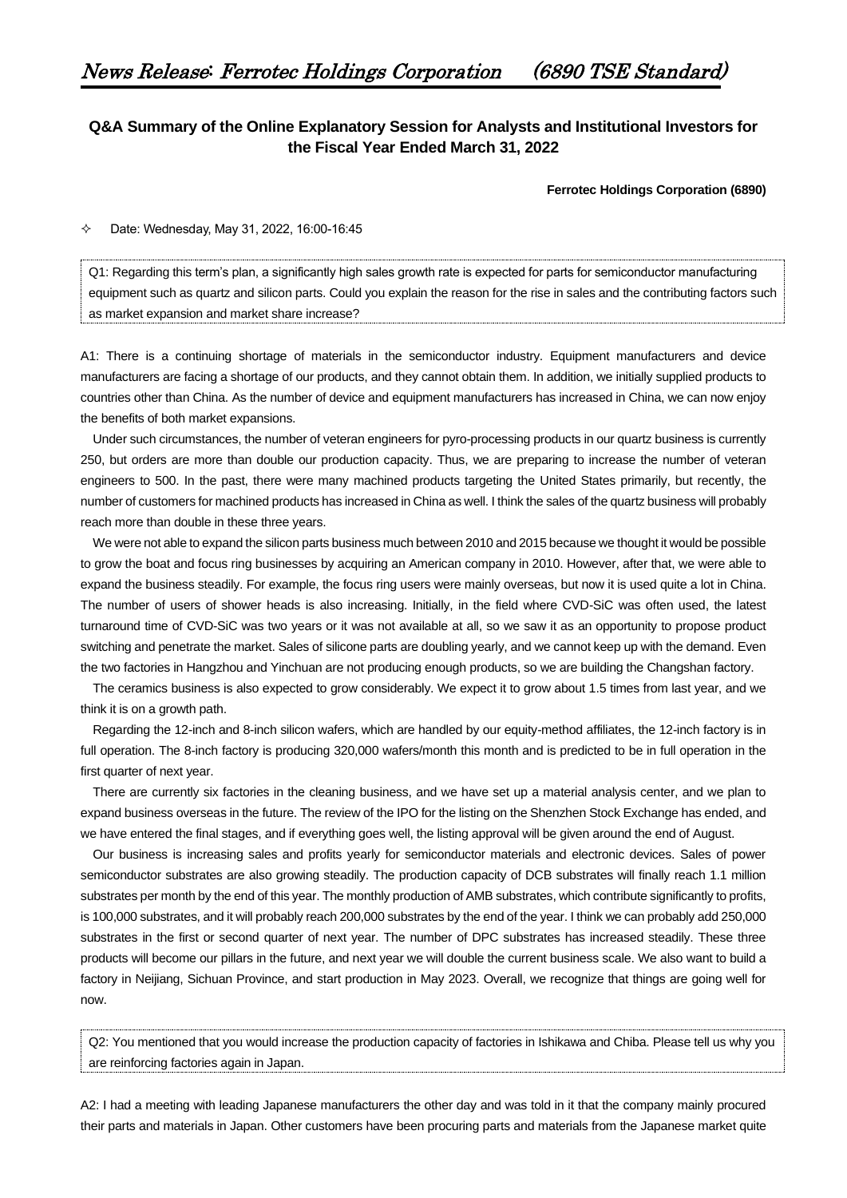# News Release: Ferrotec Holdings Corporation (6890 TSE Standard)

## Q&A Summary of the Online Explanatory Session for Analysts and Institutional Investors for the Fiscal Year Ended March 31, 2022

**Ferrotec Holdings Corporation (6890)**

✧ Date: Wednesday, May 31, 2022, 16:00-16:45

Q1: Regarding this term's plan, a significantly high sales growth rate is expected for parts for semiconductor manufacturing equipment such as quartz and silicon parts. Could you explain the reason for the rise in sales and the contributing factors such as market expansion and market share increase?

A1: There is a continuing shortage of materials in the semiconductor industry. Equipment manufacturers and device manufacturers are facing a shortage of our products, and they cannot obtain them. In addition, we initially supplied products to countries other than China. As the number of device and equipment manufacturers has increased in China, we can now enjoy the benefits of both market expansions.

Under such circumstances, the number of veteran engineers for pyro-processing products in our quartz business is currently 250, but orders are more than double our production capacity. Thus, we are preparing to increase the number of veteran engineers to 500. In the past, there were many machined products targeting the United States primarily, but recently, the number of customers for machined products has increased in China as well. I think the sales of the quartz business will probably reach more than double in these three years.

We were not able to expand the silicon parts business much between 2010 and 2015 because we thought it would be possible to grow the boat and focus ring businesses by acquiring an American company in 2010. However, after that, we were able to expand the business steadily. For example, the focus ring users were mainly overseas, but now it is used quite a lot in China. The number of users of shower heads is also increasing. Initially, in the field where CVD-SiC was often used, the latest turnaround time of CVD-SiC was two years or it was not available at all, so we saw it as an opportunity to propose product switching and penetrate the market. Sales of silicone parts are doubling yearly, and we cannot keep up with the demand. Even the two factories in Hangzhou and Yinchuan are not producing enough products, so we are building the Changshan factory.

The ceramics business is also expected to grow considerably. We expect it to grow about 1.5 times from last year, and we think it is on a growth path.

Regarding the 12-inch and 8-inch silicon wafers, which are handled by our equity-method affiliates, the 12-inch factory is in full operation. The 8-inch factory is producing 320,000 wafers/month this month and is predicted to be in full operation in the first quarter of next year.

There are currently six factories in the cleaning business, and we have set up a material analysis center, and we plan to expand business overseas in the future. The review of the IPO for the listing on the Shenzhen Stock Exchange has ended, and we have entered the final stages, and if everything goes well, the listing approval will be given around the end of August.

Our business is increasing sales and profits yearly for semiconductor materials and electronic devices. Sales of power semiconductor substrates are also growing steadily. The production capacity of DCB substrates will finally reach 1.1 million substrates per month by the end of this year. The monthly production of AMB substrates, which contribute significantly to profits, is 100,000 substrates, and it will probably reach 200,000 substrates by the end of the year. I think we can probably add 250,000 substrates in the first or second quarter of next year. The number of DPC substrates has increased steadily. These three products will become our pillars in the future, and next year we will double the current business scale. We also want to build a factory in Neijiang, Sichuan Province, and start production in May 2023. Overall, we recognize that things are going well for now.

Q2: You mentioned that you would increase the production capacity of factories in Ishikawa and Chiba. Please tell us why you are reinforcing factories again in Japan.

A2: I had a meeting with leading Japanese manufacturers the other day and was told in it that the company mainly procured their parts and materials in Japan. Other customers have been procuring parts and materials from the Japanese market quite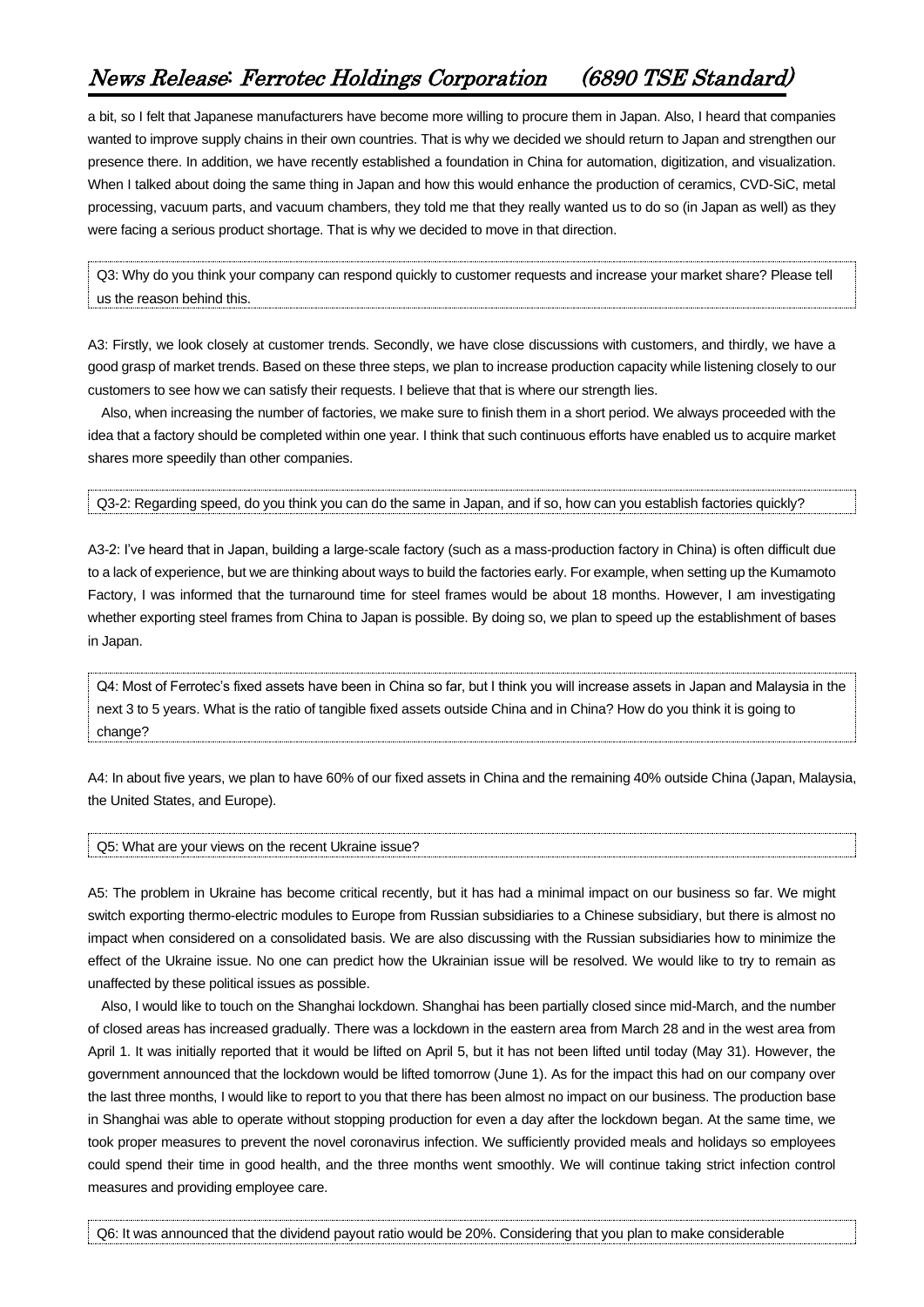a bit, so I felt that Japanese manufacturers have become more willing to procure them in Japan. Also, I heard that companies wanted to improve supply chains in their own countries. That is why we decided we should return to Japan and strengthen our presence there. In addition, we have recently established a foundation in China for automation, digitization, and visualization. When I talked about doing the same thing in Japan and how this would enhance the production of ceramics, CVD-SiC, metal processing, vacuum parts, and vacuum chambers, they told me that they really wanted us to do so (in Japan as well) as they were facing a serious product shortage. That is why we decided to move in that direction.

Q3: Why do you think your company can respond quickly to customer requests and increase your market share? Please tell us the reason behind this.

A3: Firstly, we look closely at customer trends. Secondly, we have close discussions with customers, and thirdly, we have a good grasp of market trends. Based on these three steps, we plan to increase production capacity while listening closely to our customers to see how we can satisfy their requests. I believe that that is where our strength lies.

Also, when increasing the number of factories, we make sure to finish them in a short period. We always proceeded with the idea that a factory should be completed within one year. I think that such continuous efforts have enabled us to acquire market shares more speedily than other companies.

Q3-2: Regarding speed, do you think you can do the same in Japan, and if so, how can you establish factories quickly?

A3-2: I've heard that in Japan, building a large-scale factory (such as a mass-production factory in China) is often difficult due to a lack of experience, but we are thinking about ways to build the factories early. For example, when setting up the Kumamoto Factory, I was informed that the turnaround time for steel frames would be about 18 months. However, I am investigating whether exporting steel frames from China to Japan is possible. By doing so, we plan to speed up the establishment of bases in Japan.

Q4: Most of Ferrotec's fixed assets have been in China so far, but I think you will increase assets in Japan and Malaysia in the next 3 to 5 years. What is the ratio of tangible fixed assets outside China and in China? How do you think it is going to change?

A4: In about five years, we plan to have 60% of our fixed assets in China and the remaining 40% outside China (Japan, Malaysia, the United States, and Europe).

Q5: What are your views on the recent Ukraine issue?

A5: The problem in Ukraine has become critical recently, but it has had a minimal impact on our business so far. We might switch exporting thermo-electric modules to Europe from Russian subsidiaries to a Chinese subsidiary, but there is almost no impact when considered on a consolidated basis. We are also discussing with the Russian subsidiaries how to minimize the effect of the Ukraine issue. No one can predict how the Ukrainian issue will be resolved. We would like to try to remain as unaffected by these political issues as possible.

Also, I would like to touch on the Shanghai lockdown. Shanghai has been partially closed since mid-March, and the number of closed areas has increased gradually. There was a lockdown in the eastern area from March 28 and in the west area from April 1. It was initially reported that it would be lifted on April 5, but it has not been lifted until today (May 31). However, the government announced that the lockdown would be lifted tomorrow (June 1). As for the impact this had on our company over the last three months, I would like to report to you that there has been almost no impact on our business. The production base in Shanghai was able to operate without stopping production for even a day after the lockdown began. At the same time, we took proper measures to prevent the novel coronavirus infection. We sufficiently provided meals and holidays so employees could spend their time in good health, and the three months went smoothly. We will continue taking strict infection control measures and providing employee care.

Q6: It was announced that the dividend payout ratio would be 20%. Considering that you plan to make considerable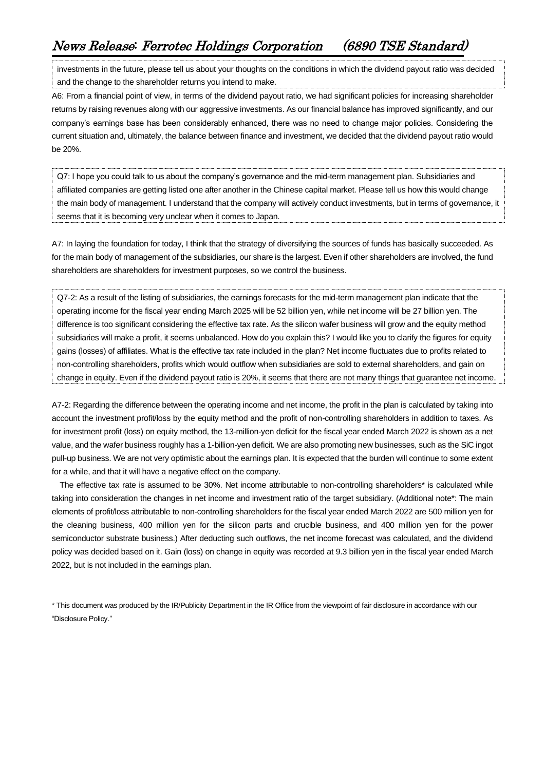investments in the future, please tell us about your thoughts on the conditions in which the dividend payout ratio was decided and the change to the shareholder returns you intend to make.

A6: From a financial point of view, in terms of the dividend payout ratio, we had significant policies for increasing shareholder returns by raising revenues along with our aggressive investments. As our financial balance has improved significantly, and our company's earnings base has been considerably enhanced, there was no need to change major policies. Considering the current situation and, ultimately, the balance between finance and investment, we decided that the dividend payout ratio would be 20%.

Q7: I hope you could talk to us about the company's governance and the mid-term management plan. Subsidiaries and affiliated companies are getting listed one after another in the Chinese capital market. Please tell us how this would change the main body of management. I understand that the company will actively conduct investments, but in terms of governance, it seems that it is becoming very unclear when it comes to Japan.

A7: In laying the foundation for today, I think that the strategy of diversifying the sources of funds has basically succeeded. As for the main body of management of the subsidiaries, our share is the largest. Even if other shareholders are involved, the fund shareholders are shareholders for investment purposes, so we control the business.

Q7-2: As a result of the listing of subsidiaries, the earnings forecasts for the mid-term management plan indicate that the operating income for the fiscal year ending March 2025 will be 52 billion yen, while net income will be 27 billion yen. The difference is too significant considering the effective tax rate. As the silicon wafer business will grow and the equity method subsidiaries will make a profit, it seems unbalanced. How do you explain this? I would like you to clarify the figures for equity gains (losses) of affiliates. What is the effective tax rate included in the plan? Net income fluctuates due to profits related to non-controlling shareholders, profits which would outflow when subsidiaries are sold to external shareholders, and gain on change in equity. Even if the dividend payout ratio is 20%, it seems that there are not many things that guarantee net income.

A7-2: Regarding the difference between the operating income and net income, the profit in the plan is calculated by taking into account the investment profit/loss by the equity method and the profit of non-controlling shareholders in addition to taxes. As for investment profit (loss) on equity method, the 13-million-yen deficit for the fiscal year ended March 2022 is shown as a net value, and the wafer business roughly has a 1-billion-yen deficit. We are also promoting new businesses, such as the SiC ingot pull-up business. We are not very optimistic about the earnings plan. It is expected that the burden will continue to some extent for a while, and that it will have a negative effect on the company.

The effective tax rate is assumed to be 30%. Net income attributable to non-controlling shareholders* is calculated while taking into consideration the changes in net income and investment ratio of the target subsidiary. (Additional note*: The main elements of profit/loss attributable to non-controlling shareholders for the fiscal year ended March 2022 are 500 million yen for the cleaning business, 400 million yen for the silicon parts and crucible business, and 400 million yen for the power semiconductor substrate business.) After deducting such outflows, the net income forecast was calculated, and the dividend policy was decided based on it. Gain (loss) on change in equity was recorded at 9.3 billion yen in the fiscal year ended March 2022, but is not included in the earnings plan.

* This document was produced by the IR/Publicity Department in the IR Office from the viewpoint of fair disclosure in accordance with our "Disclosure Policy."